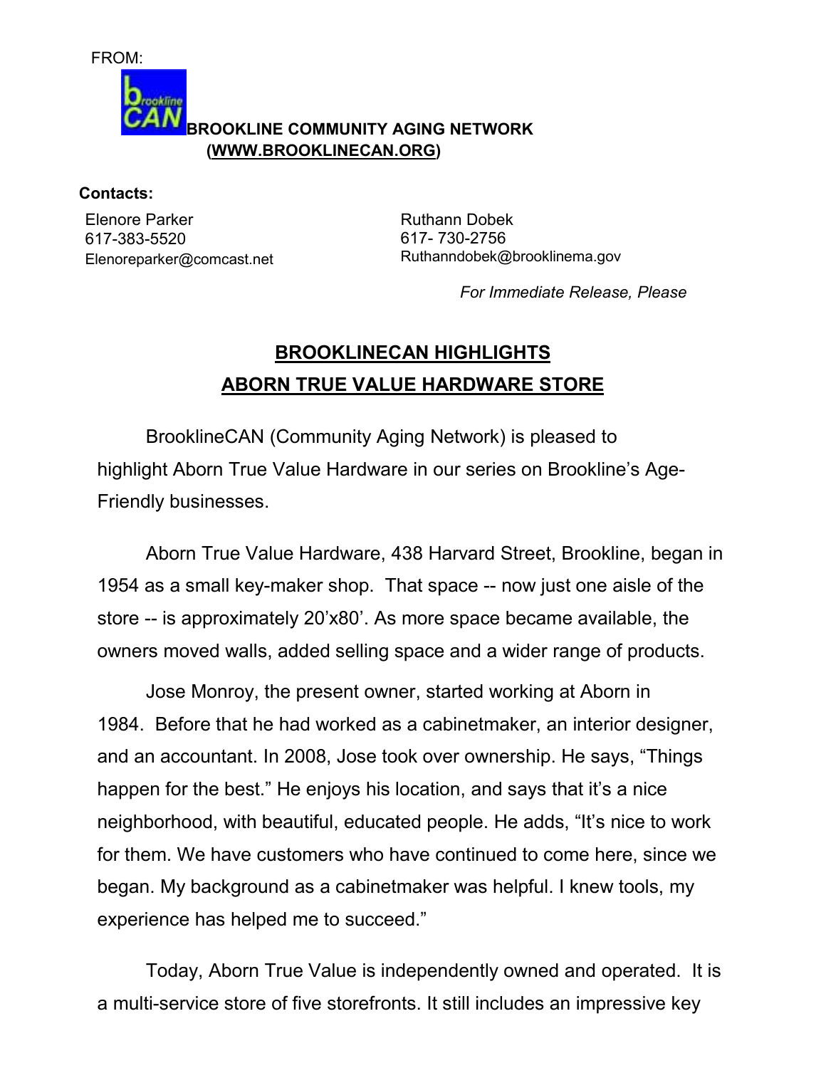FROM:

**BROOKLINE COMMUNITY AGING NETWORK**
**(WWW.BROOKLINECAN.ORG)**

**Contacts:**

Elenore Parker
617-383-5520
Elenoreparker@comcast.net

Ruthann Dobek
617- 730-2756
Ruthanndobek@brooklinema.gov

*For Immediate Release, Please*

# BROOKLINECAN HIGHLIGHTS ABORN TRUE VALUE HARDWARE STORE

BrooklineCAN (Community Aging Network) is pleased to highlight Aborn True Value Hardware in our series on Brookline's Age-Friendly businesses.

Aborn True Value Hardware, 438 Harvard Street, Brookline, began in 1954 as a small key-maker shop. That space -- now just one aisle of the store -- is approximately 20'x80'. As more space became available, the owners moved walls, added selling space and a wider range of products.

Jose Monroy, the present owner, started working at Aborn in 1984. Before that he had worked as a cabinetmaker, an interior designer, and an accountant. In 2008, Jose took over ownership. He says, "Things happen for the best." He enjoys his location, and says that it's a nice neighborhood, with beautiful, educated people. He adds, "It's nice to work for them. We have customers who have continued to come here, since we began. My background as a cabinetmaker was helpful. I knew tools, my experience has helped me to succeed."

Today, Aborn True Value is independently owned and operated. It is a multi-service store of five storefronts. It still includes an impressive key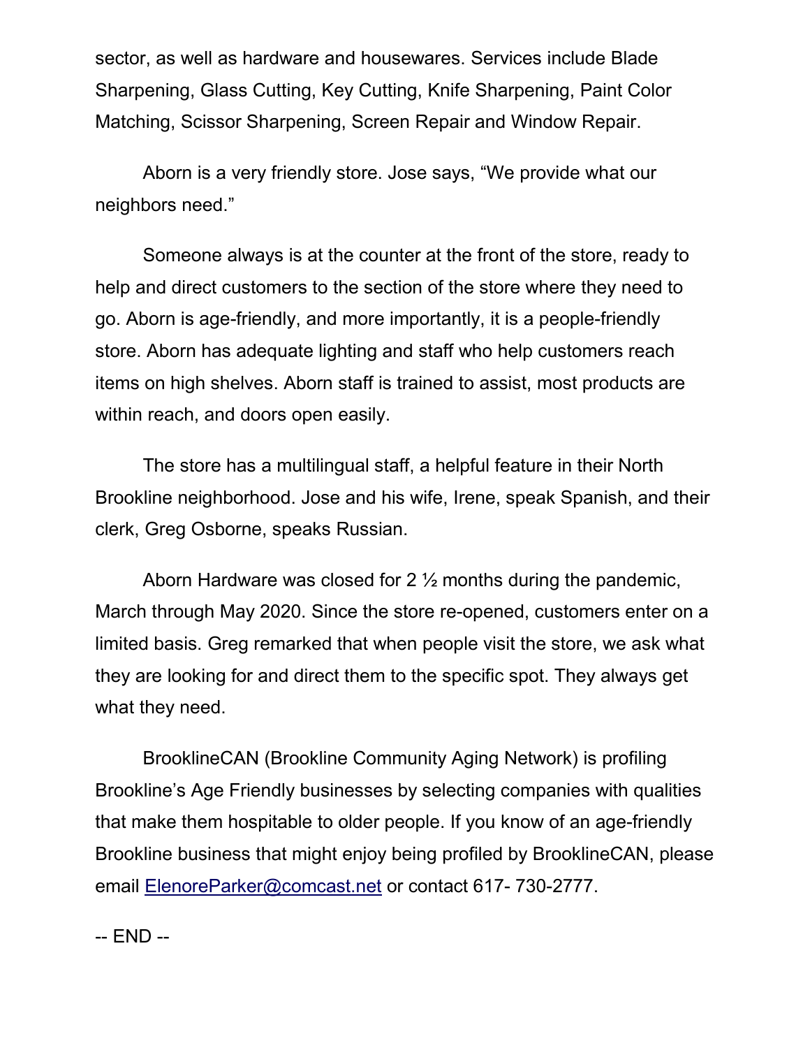sector, as well as hardware and housewares. Services include Blade Sharpening, Glass Cutting, Key Cutting, Knife Sharpening, Paint Color Matching, Scissor Sharpening, Screen Repair and Window Repair.

Aborn is a very friendly store. Jose says, “We provide what our neighbors need.”

Someone always is at the counter at the front of the store, ready to help and direct customers to the section of the store where they need to go. Aborn is age-friendly, and more importantly, it is a people-friendly store. Aborn has adequate lighting and staff who help customers reach items on high shelves. Aborn staff is trained to assist, most products are within reach, and doors open easily.

The store has a multilingual staff, a helpful feature in their North Brookline neighborhood. Jose and his wife, Irene, speak Spanish, and their clerk, Greg Osborne, speaks Russian.

Aborn Hardware was closed for 2 ½ months during the pandemic, March through May 2020. Since the store re-opened, customers enter on a limited basis. Greg remarked that when people visit the store, we ask what they are looking for and direct them to the specific spot. They always get what they need.

BrooklineCAN (Brookline Community Aging Network) is profiling Brookline’s Age Friendly businesses by selecting companies with qualities that make them hospitable to older people. If you know of an age-friendly Brookline business that might enjoy being profiled by BrooklineCAN, please email ElenoreParker@comcast.net or contact 617- 730-2777.

-- END --